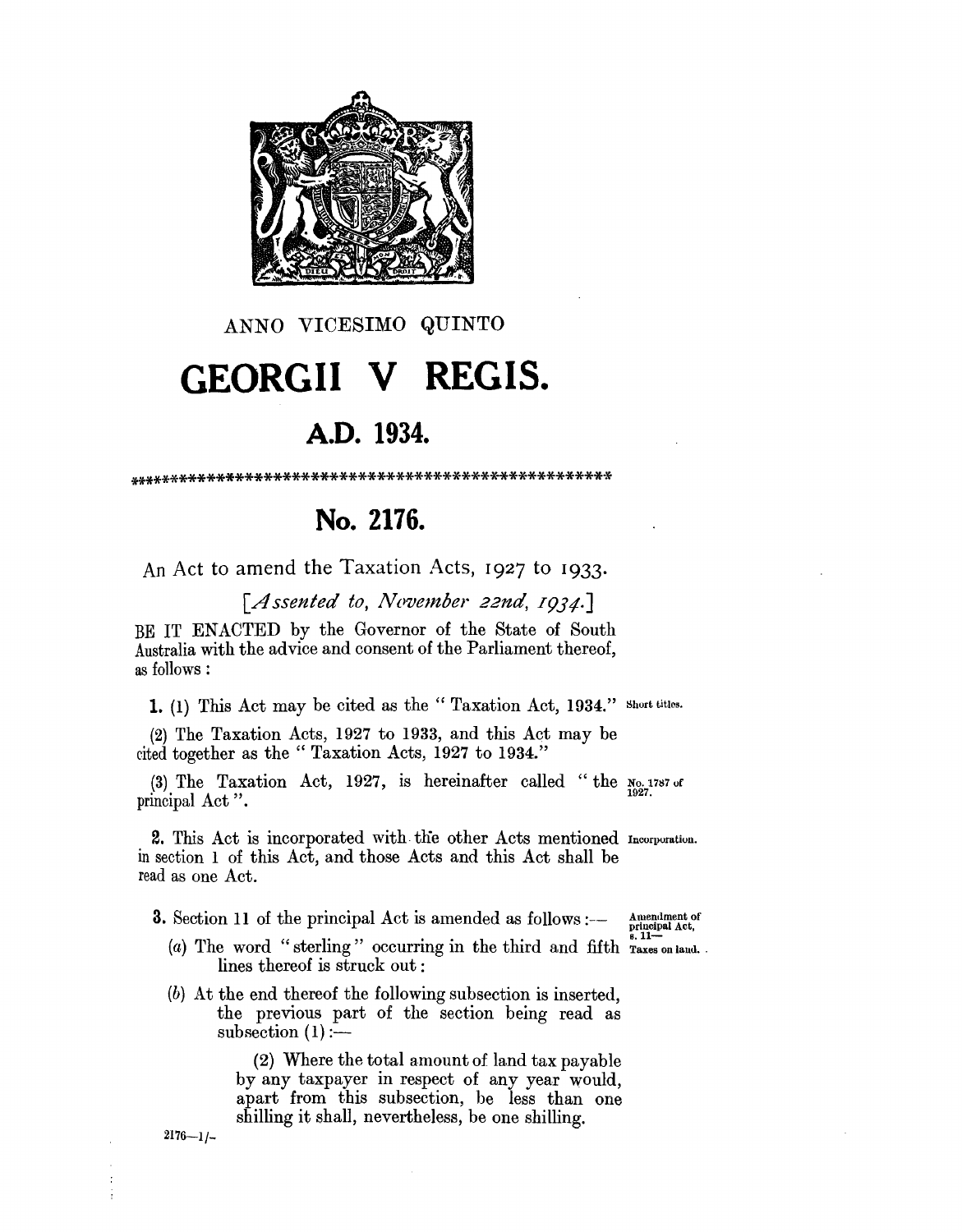ANNO VICESIMO QUINTO

# GEORGII V REGIS.

## A.D. 1934.

\*\*\*\*\*\*\*\*\*\*\*\*\*\*\*\*\*\*\*\*\*\*\*\*\*\*\*\*\*\*\*\*\*\*\*\*\*\*\*\*\*\*\*\*\*\*\*\*\*\*\*\*

## No. 2176.

An Act to amend the Taxation Acts, 1927 to 1933.

[*Assented to, November 22nd, 1934.*]

BE IT ENACTED by the Governor of the State of South Australia with the advice and consent of the Parliament thereof, as follows:

**1.** (1) This Act may be cited as the "Taxation Act, 1934." *Short titles.*

(2) The Taxation Acts, 1927 to 1933, and this Act may be cited together as the "Taxation Acts, 1927 to 1934."

(3) The Taxation Act, 1927, is hereinafter called "the principal Act". *No. 1787 of 1927.*

**2.** This Act is incorporated with the other Acts mentioned in section 1 of this Act, and those Acts and this Act shall be read as one Act. *Incorporation.*

**3.** Section 11 of the principal Act is amended as follows:— *Amendment of principal Act, s. 11—Taxes on land.*

(*a*) The word "sterling" occurring in the third and fifth lines thereof is struck out:

(*b*) At the end thereof the following subsection is inserted, the previous part of the section being read as subsection (1):—

(2) Where the total amount of land tax payable by any taxpayer in respect of any year would, apart from this subsection, be less than one shilling it shall, nevertheless, be one shilling.

2176—1/-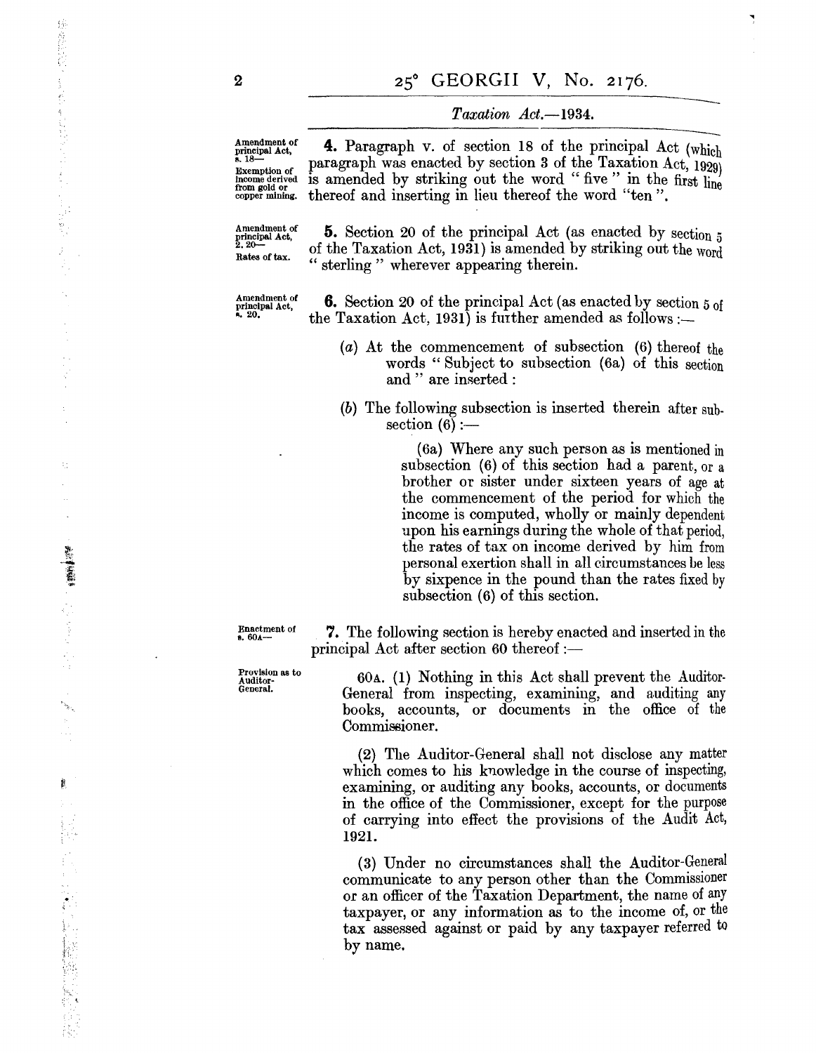**Amendment of principal Act, s. 18— Exemption of income derived from gold or copper mining.**

**4.** Paragraph v. of section 18 of the principal Act (which paragraph was enacted by section 3 of the Taxation Act, 1929) is amended by striking out the word "five" in the first line thereof and inserting in lieu thereof the word "ten".

**Amendment of principal Act, s. 20— Rates of tax.**

**5.** Section 20 of the principal Act (as enacted by section 5 of the Taxation Act, 1931) is amended by striking out the word "sterling" wherever appearing therein.

**Amendment of principal Act, s. 20.**

**6.** Section 20 of the principal Act (as enacted by section 5 of the Taxation Act, 1931) is further amended as follows:—

(*a*) At the commencement of subsection (6) thereof the words "Subject to subsection (6a) of this section and" are inserted:

(*b*) The following subsection is inserted therein after subsection (6):—

(6a) Where any such person as is mentioned in subsection (6) of this section had a parent, or a brother or sister under sixteen years of age at the commencement of the period for which the income is computed, wholly or mainly dependent upon his earnings during the whole of that period, the rates of tax on income derived by him from personal exertion shall in all circumstances be less by sixpence in the pound than the rates fixed by subsection (6) of this section.

**Enactment of s. 60A—**

**7.** The following section is hereby enacted and inserted in the principal Act after section 60 thereof:—

**Provision as to Auditor-General.**

60A. (1) Nothing in this Act shall prevent the Auditor-General from inspecting, examining, and auditing any books, accounts, or documents in the office of the Commissioner.

(2) The Auditor-General shall not disclose any matter which comes to his knowledge in the course of inspecting, examining, or auditing any books, accounts, or documents in the office of the Commissioner, except for the purpose of carrying into effect the provisions of the Audit Act, 1921.

(3) Under no circumstances shall the Auditor-General communicate to any person other than the Commissioner or an officer of the Taxation Department, the name of any taxpayer, or any information as to the income of, or the tax assessed against or paid by any taxpayer referred to by name.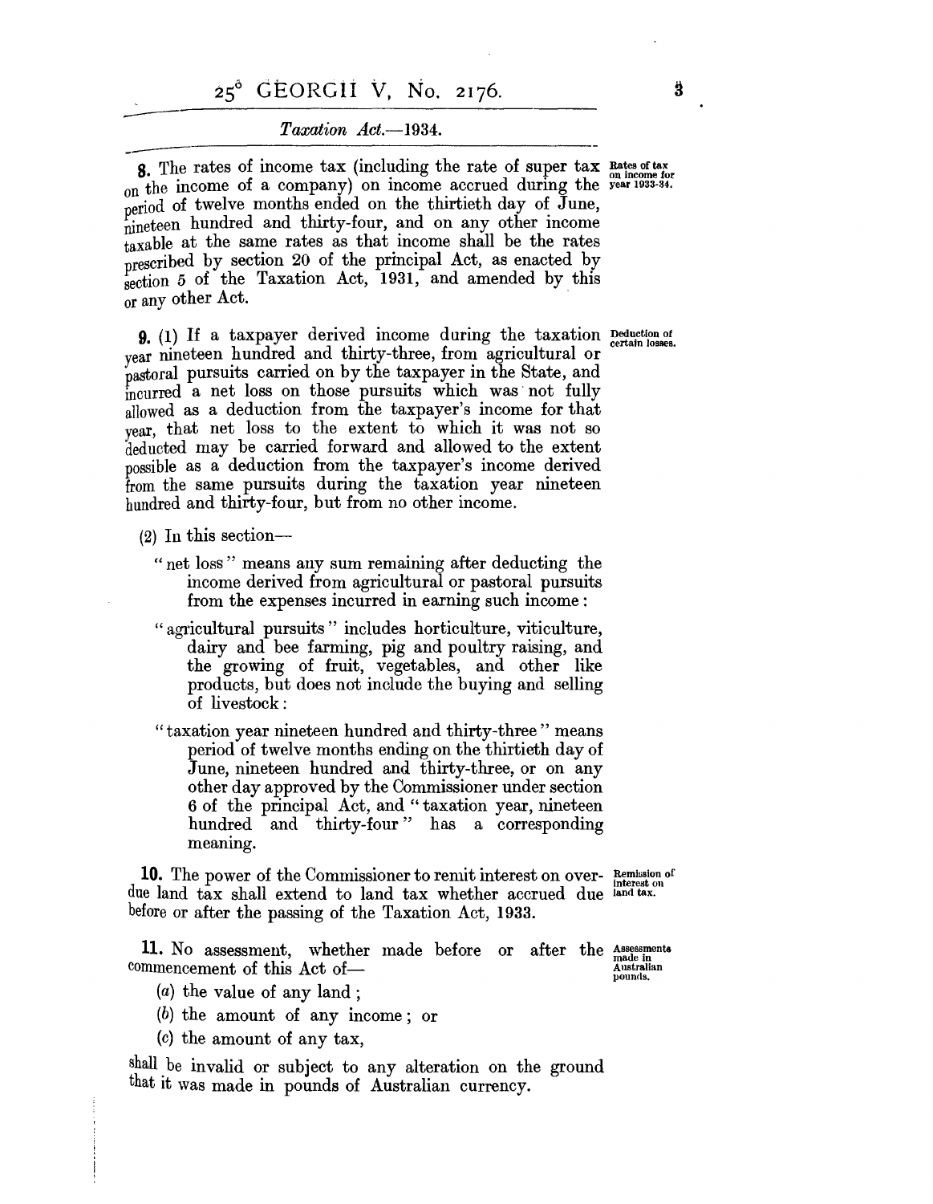**8.** The rates of income tax (including the rate of super tax on the income of a company) on income accrued during the period of twelve months ended on the thirtieth day of June, nineteen hundred and thirty-four, and on any other income taxable at the same rates as that income shall be the rates prescribed by section 20 of the principal Act, as enacted by section 5 of the Taxation Act, 1931, and amended by this or any other Act.

*Rates of tax on income for year 1933-34.*

**9.** (1) If a taxpayer derived income during the taxation year nineteen hundred and thirty-three, from agricultural or pastoral pursuits carried on by the taxpayer in the State, and incurred a net loss on those pursuits which was not fully allowed as a deduction from the taxpayer's income for that year, that net loss to the extent to which it was not so deducted may be carried forward and allowed to the extent possible as a deduction from the taxpayer's income derived from the same pursuits during the taxation year nineteen hundred and thirty-four, but from no other income.

*Deduction of certain losses.*

(2) In this section—

"net loss" means any sum remaining after deducting the income derived from agricultural or pastoral pursuits from the expenses incurred in earning such income:

"agricultural pursuits" includes horticulture, viticulture, dairy and bee farming, pig and poultry raising, and the growing of fruit, vegetables, and other like products, but does not include the buying and selling of livestock:

"taxation year nineteen hundred and thirty-three" means period of twelve months ending on the thirtieth day of June, nineteen hundred and thirty-three, or on any other day approved by the Commissioner under section 6 of the principal Act, and "taxation year, nineteen hundred and thirty-four" has a corresponding meaning.

**10.** The power of the Commissioner to remit interest on overdue land tax shall extend to land tax whether accrued due before or after the passing of the Taxation Act, 1933.

*Remission of interest on land tax.*

**11.** No assessment, whether made before or after the commencement of this Act of—

*Assessments made in Australian pounds.*

(*a*) the value of any land;

(*b*) the amount of any income; or

(*c*) the amount of any tax,

shall be invalid or subject to any alteration on the ground that it was made in pounds of Australian currency.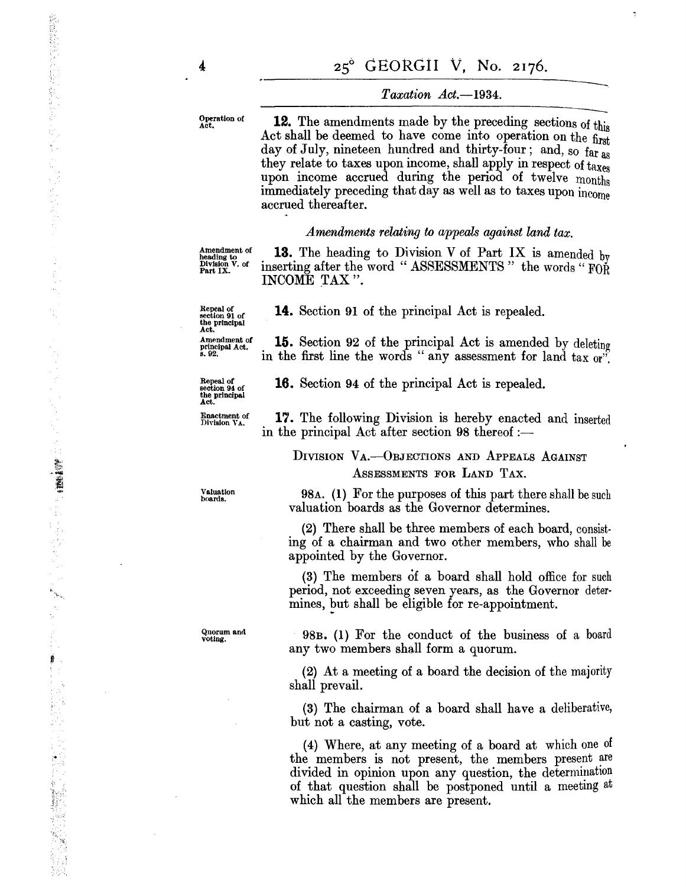**Operation of Act.**

**12.** The amendments made by the preceding sections of this Act shall be deemed to have come into operation on the first day of July, nineteen hundred and thirty-four; and, so far as they relate to taxes upon income, shall apply in respect of taxes upon income accrued during the period of twelve months immediately preceding that day as well as to taxes upon income accrued thereafter.

*Amendments relating to appeals against land tax.*

**Amendment of heading to Division V. of Part IX.**

**13.** The heading to Division V of Part IX is amended by inserting after the word " ASSESSMENTS " the words " FOR INCOME TAX ".

**Repeal of section 91 of the principal Act.**

**14.** Section 91 of the principal Act is repealed.

**Amendment of principal Act. s. 92.**

**15.** Section 92 of the principal Act is amended by deleting in the first line the words " any assessment for land tax or ".

**Repeal of section 94 of the principal Act.**

**16.** Section 94 of the principal Act is repealed.

**Enactment of Division VA.**

**17.** The following Division is hereby enacted and inserted in the principal Act after section 98 thereof :—

DIVISION VA.—OBJECTIONS AND APPEALS AGAINST ASSESSMENTS FOR LAND TAX.

**Valuation boards.**

98A. (1) For the purposes of this part there shall be such valuation boards as the Governor determines.

(2) There shall be three members of each board, consisting of a chairman and two other members, who shall be appointed by the Governor.

(3) The members of a board shall hold office for such period, not exceeding seven years, as the Governor determines, but shall be eligible for re-appointment.

**Quorum and voting.**

98B. (1) For the conduct of the business of a board any two members shall form a quorum.

(2) At a meeting of a board the decision of the majority shall prevail.

(3) The chairman of a board shall have a deliberative, but not a casting, vote.

(4) Where, at any meeting of a board at which one of the members is not present, the members present are divided in opinion upon any question, the determination of that question shall be postponed until a meeting at which all the members are present.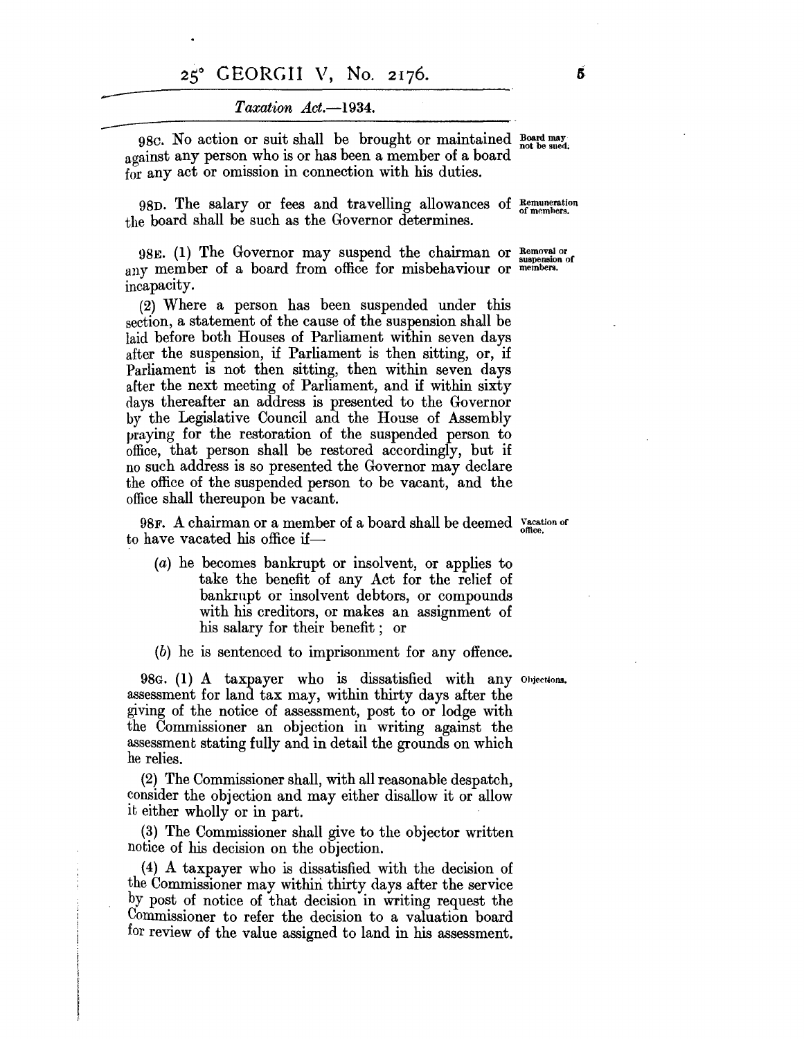98C. No action or suit shall be brought or maintained against any person who is or has been a member of a board for any act or omission in connection with his duties.

Board may not be sued.

98D. The salary or fees and travelling allowances of the board shall be such as the Governor determines.

Remuneration of members.

98E. (1) The Governor may suspend the chairman or any member of a board from office for misbehaviour or incapacity.

Removal or suspension of members.

(2) Where a person has been suspended under this section, a statement of the cause of the suspension shall be laid before both Houses of Parliament within seven days after the suspension, if Parliament is then sitting, or, if Parliament is not then sitting, then within seven days after the next meeting of Parliament, and if within sixty days thereafter an address is presented to the Governor by the Legislative Council and the House of Assembly praying for the restoration of the suspended person to office, that person shall be restored accordingly, but if no such address is so presented the Governor may declare the office of the suspended person to be vacant, and the office shall thereupon be vacant.

98F. A chairman or a member of a board shall be deemed to have vacated his office if—

Vacation of office.

(a) he becomes bankrupt or insolvent, or applies to take the benefit of any Act for the relief of bankrupt or insolvent debtors, or compounds with his creditors, or makes an assignment of his salary for their benefit; or

(b) he is sentenced to imprisonment for any offence.

98G. (1) A taxpayer who is dissatisfied with any assessment for land tax may, within thirty days after the giving of the notice of assessment, post to or lodge with the Commissioner an objection in writing against the assessment stating fully and in detail the grounds on which he relies.

Objections.

(2) The Commissioner shall, with all reasonable despatch, consider the objection and may either disallow it or allow it either wholly or in part.

(3) The Commissioner shall give to the objector written notice of his decision on the objection.

(4) A taxpayer who is dissatisfied with the decision of the Commissioner may within thirty days after the service by post of notice of that decision in writing request the Commissioner to refer the decision to a valuation board for review of the value assigned to land in his assessment.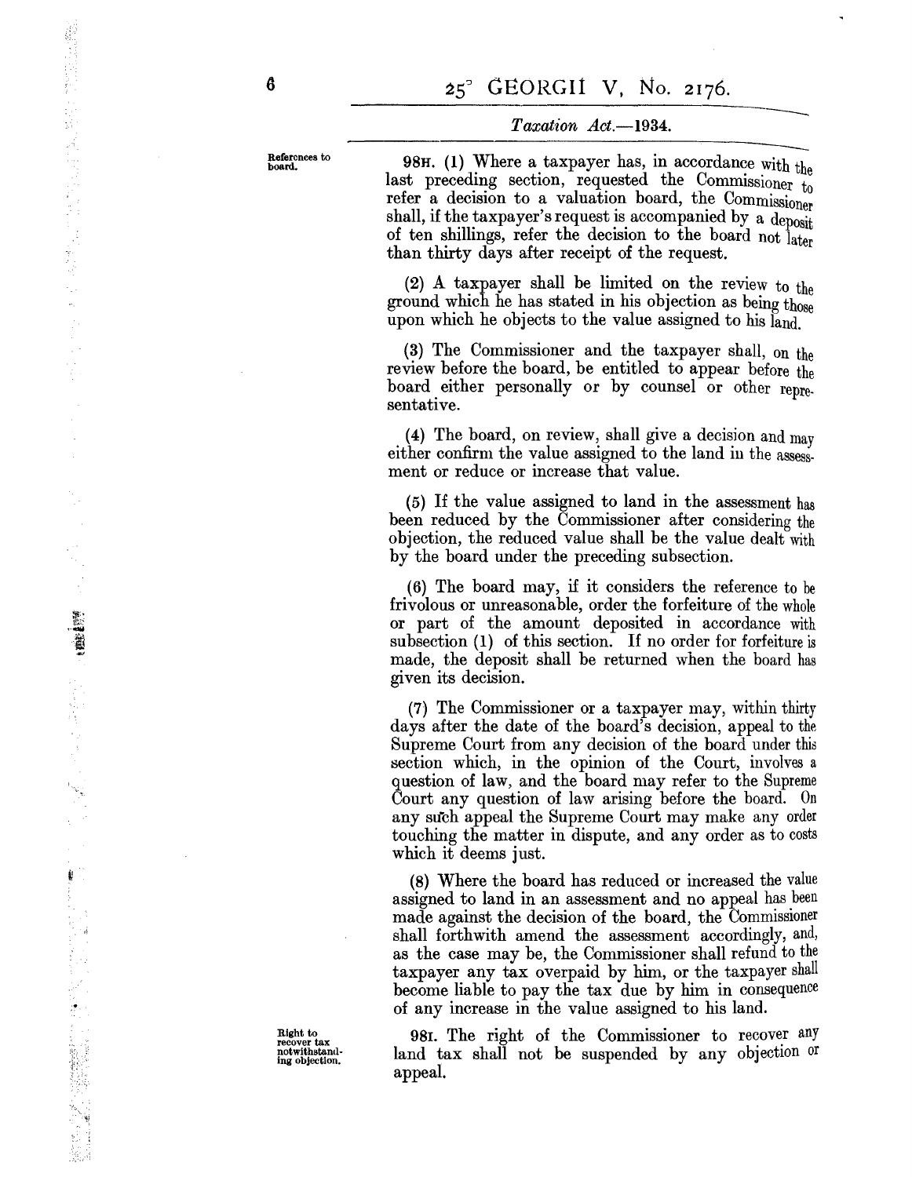References to board.

**98H.** (1) Where a taxpayer has, in accordance with the last preceding section, requested the Commissioner to refer a decision to a valuation board, the Commissioner shall, if the taxpayer's request is accompanied by a deposit of ten shillings, refer the decision to the board not later than thirty days after receipt of the request.

(2) A taxpayer shall be limited on the review to the ground which he has stated in his objection as being those upon which he objects to the value assigned to his land.

(3) The Commissioner and the taxpayer shall, on the review before the board, be entitled to appear before the board either personally or by counsel or other representative.

(4) The board, on review, shall give a decision and may either confirm the value assigned to the land in the assessment or reduce or increase that value.

(5) If the value assigned to land in the assessment has been reduced by the Commissioner after considering the objection, the reduced value shall be the value dealt with by the board under the preceding subsection.

(6) The board may, if it considers the reference to be frivolous or unreasonable, order the forfeiture of the whole or part of the amount deposited in accordance with subsection (1) of this section. If no order for forfeiture is made, the deposit shall be returned when the board has given its decision.

(7) The Commissioner or a taxpayer may, within thirty days after the date of the board's decision, appeal to the Supreme Court from any decision of the board under this section which, in the opinion of the Court, involves a question of law, and the board may refer to the Supreme Court any question of law arising before the board. On any such appeal the Supreme Court may make any order touching the matter in dispute, and any order as to costs which it deems just.

(8) Where the board has reduced or increased the value assigned to land in an assessment and no appeal has been made against the decision of the board, the Commissioner shall forthwith amend the assessment accordingly, and, as the case may be, the Commissioner shall refund to the taxpayer any tax overpaid by him, or the taxpayer shall become liable to pay the tax due by him in consequence of any increase in the value assigned to his land.

Right to recover tax notwithstanding objection.

**98I.** The right of the Commissioner to recover any land tax shall not be suspended by any objection or appeal.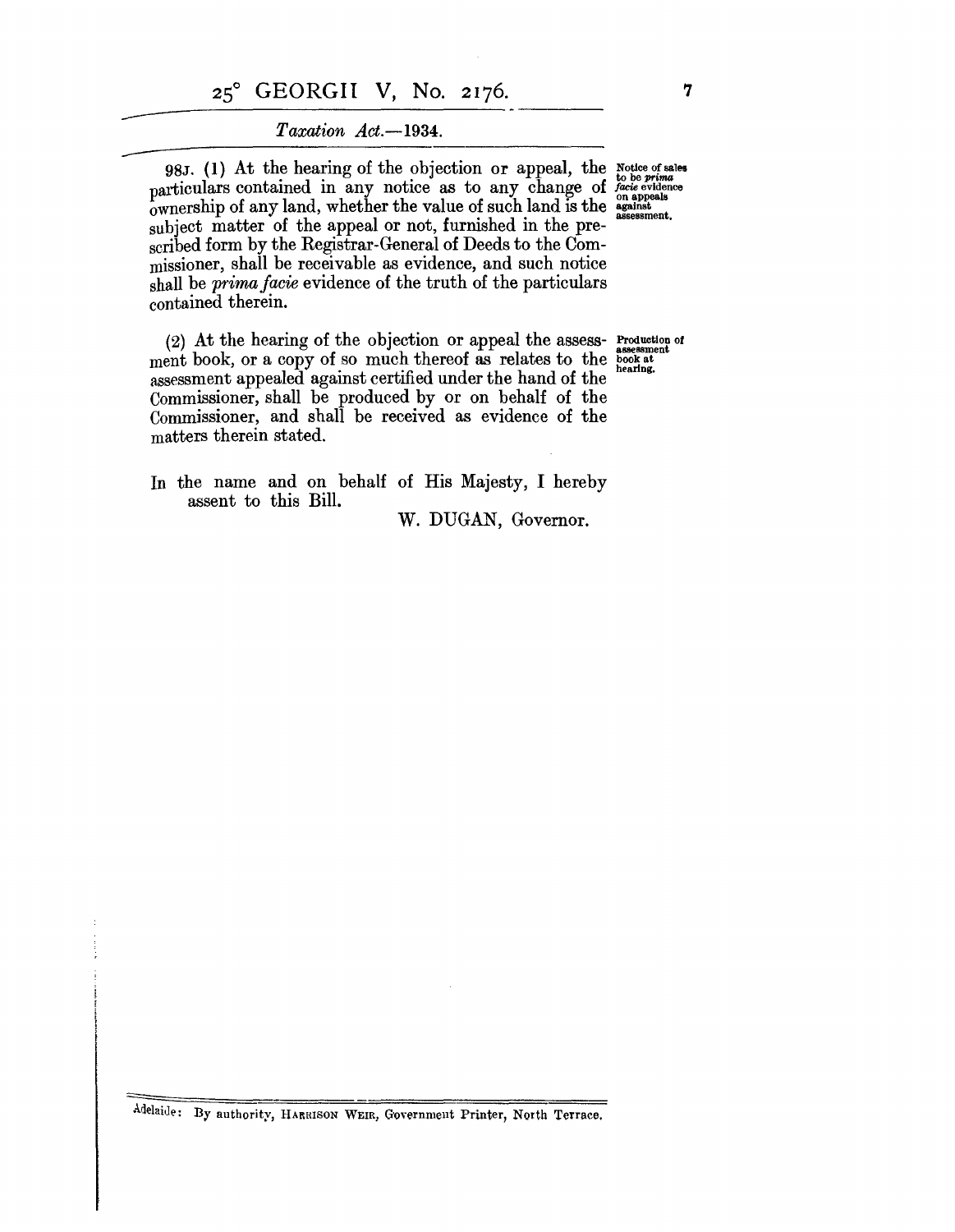98J. (1) At the hearing of the objection or appeal, the particulars contained in any notice as to any change of ownership of any land, whether the value of such land is the subject matter of the appeal or not, furnished in the prescribed form by the Registrar-General of Deeds to the Commissioner, shall be receivable as evidence, and such notice shall be *prima facie* evidence of the truth of the particulars contained therein.

Notice of sales to be *prima facie* evidence on appeals against assessment.

(2) At the hearing of the objection or appeal the assessment book, or a copy of so much thereof as relates to the assessment appealed against certified under the hand of the Commissioner, shall be produced by or on behalf of the Commissioner, and shall be received as evidence of the matters therein stated.

Production of assessment book at hearing.

In the name and on behalf of His Majesty, I hereby assent to this Bill.

W. DUGAN, Governor.

Adelaide: By authority, HARRISON WEIR, Government Printer, North Terrace.